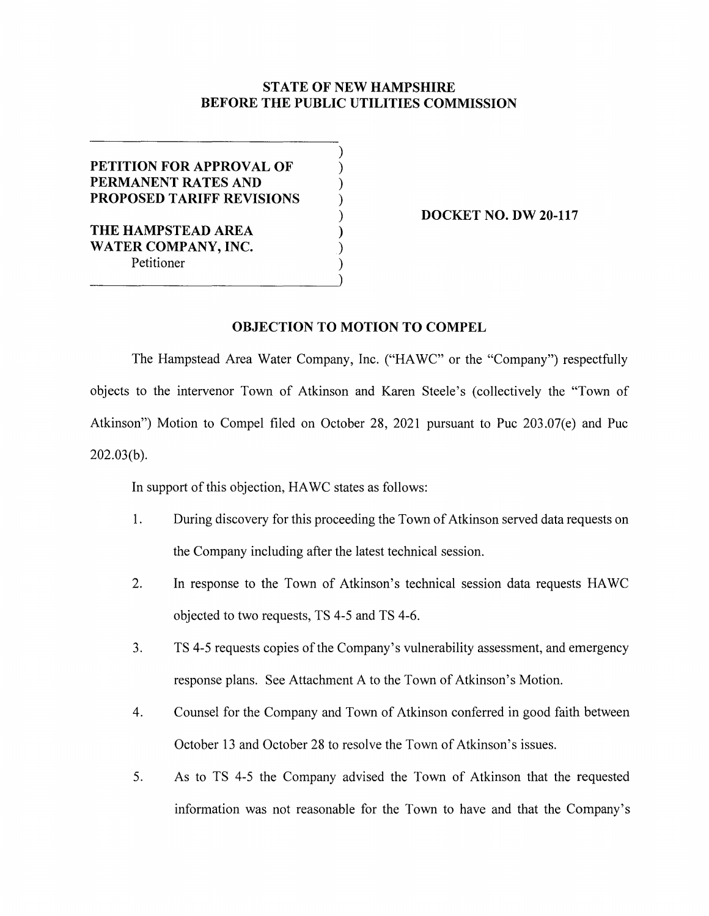**STATE OF NEW HAMPSHIRE**
**BEFORE THE PUBLIC UTILITIES COMMISSION**

| | |
|---|---|
| **PETITION FOR APPROVAL OF PERMANENT RATES AND PROPOSED TARIFF REVISIONS** <br><br> **THE HAMPSTEAD AREA WATER COMPANY, INC.** <br> Petitioner | **DOCKET NO. DW 20-117** |

**OBJECTION TO MOTION TO COMPEL**

The Hampstead Area Water Company, Inc. ("HAWC" or the "Company") respectfully objects to the intervenor Town of Atkinson and Karen Steele's (collectively the "Town of Atkinson") Motion to Compel filed on October 28, 2021 pursuant to Puc 203.07(e) and Puc 202.03(b).

In support of this objection, HAWC states as follows:

1. During discovery for this proceeding the Town of Atkinson served data requests on the Company including after the latest technical session.
2. In response to the Town of Atkinson's technical session data requests HAWC objected to two requests, TS 4-5 and TS 4-6.
3. TS 4-5 requests copies of the Company's vulnerability assessment, and emergency response plans. See Attachment A to the Town of Atkinson's Motion.
4. Counsel for the Company and Town of Atkinson conferred in good faith between October 13 and October 28 to resolve the Town of Atkinson's issues.
5. As to TS 4-5 the Company advised the Town of Atkinson that the requested information was not reasonable for the Town to have and that the Company's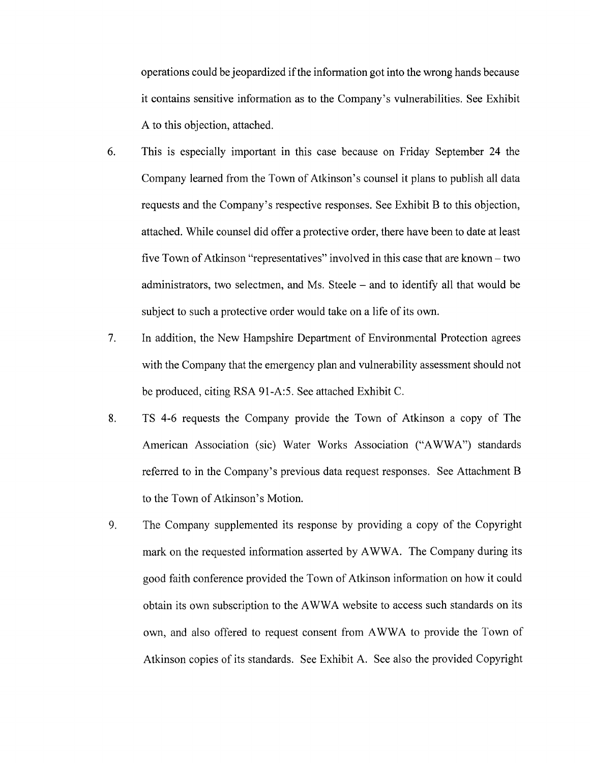operations could be jeopardized if the information got into the wrong hands because it contains sensitive information as to the Company's vulnerabilities. See Exhibit A to this objection, attached.

6. This is especially important in this case because on Friday September 24 the Company learned from the Town of Atkinson's counsel it plans to publish all data requests and the Company's respective responses. See Exhibit B to this objection, attached. While counsel did offer a protective order, there have been to date at least five Town of Atkinson "representatives" involved in this case that are known – two administrators, two selectmen, and Ms. Steele – and to identify all that would be subject to such a protective order would take on a life of its own.

7. In addition, the New Hampshire Department of Environmental Protection agrees with the Company that the emergency plan and vulnerability assessment should not be produced, citing RSA 91-A:5. See attached Exhibit C.

8. TS 4-6 requests the Company provide the Town of Atkinson a copy of The American Association (sic) Water Works Association ("AWWA") standards referred to in the Company's previous data request responses. See Attachment B to the Town of Atkinson's Motion.

9. The Company supplemented its response by providing a copy of the Copyright mark on the requested information asserted by AWWA. The Company during its good faith conference provided the Town of Atkinson information on how it could obtain its own subscription to the AWWA website to access such standards on its own, and also offered to request consent from AWWA to provide the Town of Atkinson copies of its standards. See Exhibit A. See also the provided Copyright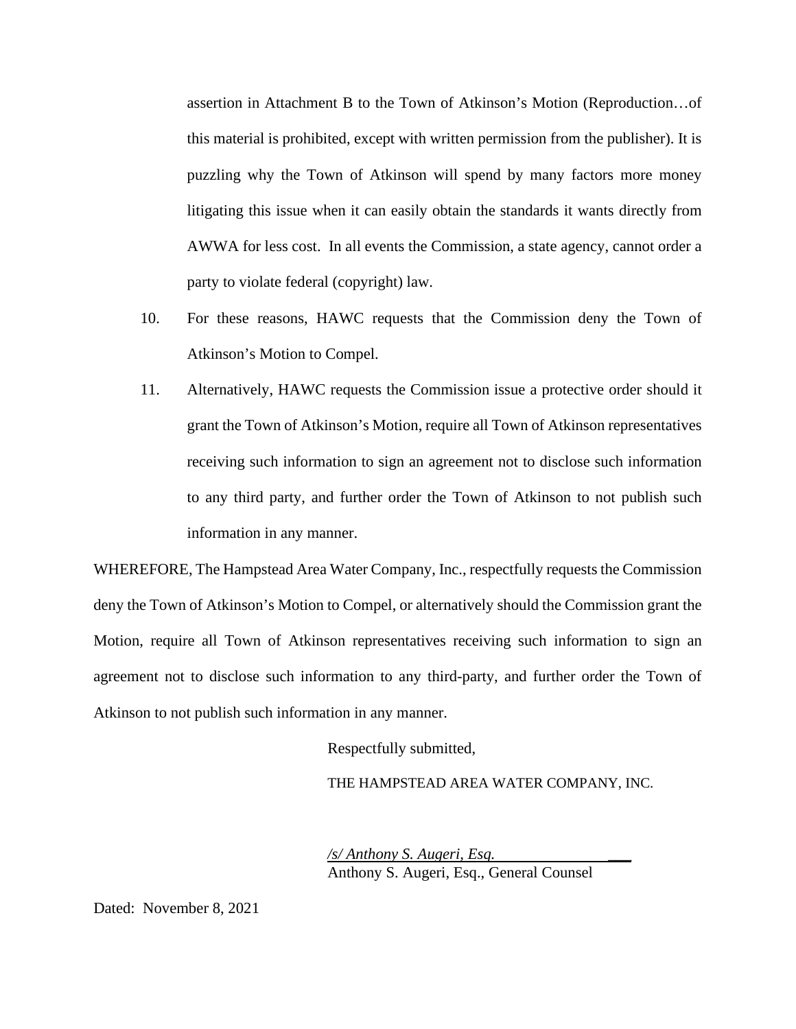assertion in Attachment B to the Town of Atkinson's Motion (Reproduction…of this material is prohibited, except with written permission from the publisher). It is puzzling why the Town of Atkinson will spend by many factors more money litigating this issue when it can easily obtain the standards it wants directly from AWWA for less cost. In all events the Commission, a state agency, cannot order a party to violate federal (copyright) law.

10. For these reasons, HAWC requests that the Commission deny the Town of Atkinson's Motion to Compel.

11. Alternatively, HAWC requests the Commission issue a protective order should it grant the Town of Atkinson's Motion, require all Town of Atkinson representatives receiving such information to sign an agreement not to disclose such information to any third party, and further order the Town of Atkinson to not publish such information in any manner.

WHEREFORE, The Hampstead Area Water Company, Inc., respectfully requests the Commission deny the Town of Atkinson's Motion to Compel, or alternatively should the Commission grant the Motion, require all Town of Atkinson representatives receiving such information to sign an agreement not to disclose such information to any third-party, and further order the Town of Atkinson to not publish such information in any manner.

Respectfully submitted,

THE HAMPSTEAD AREA WATER COMPANY, INC.

*/s/ Anthony S. Augeri, Esq.*
Anthony S. Augeri, Esq., General Counsel

Dated: November 8, 2021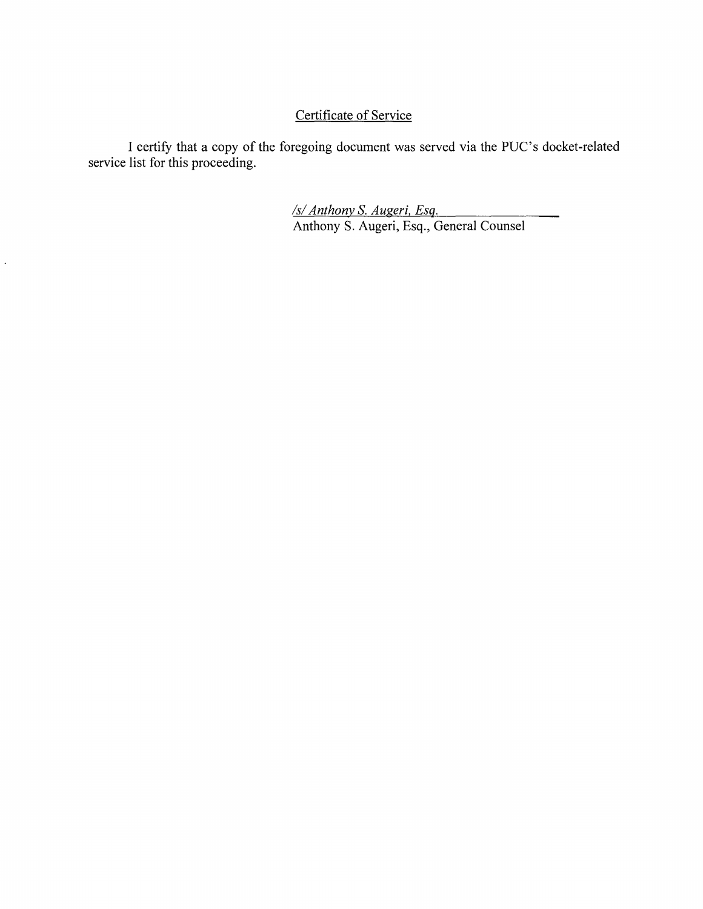Certificate of Service

I certify that a copy of the foregoing document was served via the PUC's docket-related service list for this proceeding.

*/s/ Anthony S. Augeri, Esq.*
Anthony S. Augeri, Esq., General Counsel